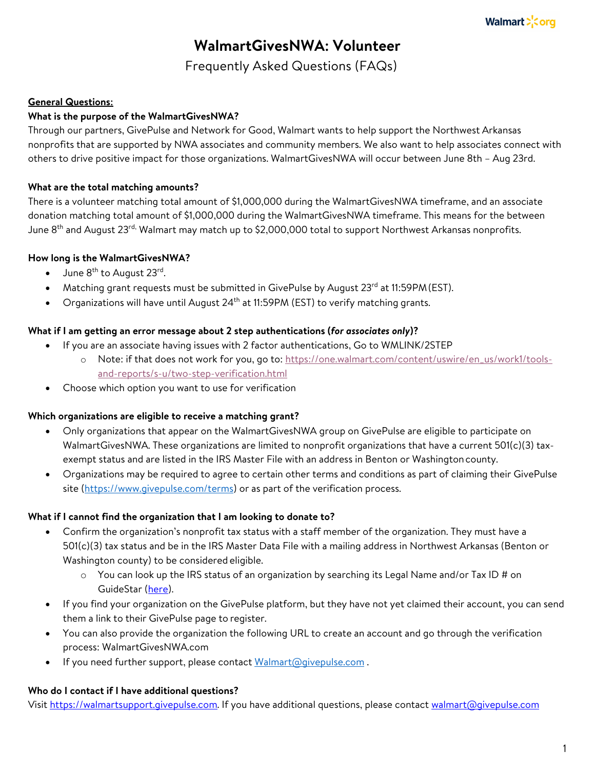# WalmartGivesNWA: Volunteer

Frequently Asked Questions (FAQs)

**General Questions:**

**What is the purpose of the WalmartGivesNWA?**

Through our partners, GivePulse and Network for Good, Walmart wants to help support the Northwest Arkansas nonprofits that are supported by NWA associates and community members. We also want to help associates connect with others to drive positive impact for those organizations. WalmartGivesNWA will occur between June 8th – Aug 23rd.

**What are the total matching amounts?**

There is a volunteer matching total amount of $1,000,000 during the WalmartGivesNWA timeframe, and an associate donation matching total amount of $1,000,000 during the WalmartGivesNWA timeframe. This means for the between June 8th and August 23rd, Walmart may match up to $2,000,000 total to support Northwest Arkansas nonprofits.

**How long is the WalmartGivesNWA?**

- June 8th to August 23rd.
- Matching grant requests must be submitted in GivePulse by August 23rd at 11:59PM (EST).
- Organizations will have until August 24th at 11:59PM (EST) to verify matching grants.

**What if I am getting an error message about 2 step authentications (*for associates only*)?**

- If you are an associate having issues with 2 factor authentications, Go to WMLINK/2STEP
  - Note: if that does not work for you, go to: https://one.walmart.com/content/uswire/en_us/work1/tools-and-reports/s-u/two-step-verification.html
- Choose which option you want to use for verification

**Which organizations are eligible to receive a matching grant?**

- Only organizations that appear on the WalmartGivesNWA group on GivePulse are eligible to participate on WalmartGivesNWA. These organizations are limited to nonprofit organizations that have a current 501(c)(3) tax-exempt status and are listed in the IRS Master File with an address in Benton or Washington county.
- Organizations may be required to agree to certain other terms and conditions as part of claiming their GivePulse site (https://www.givepulse.com/terms) or as part of the verification process.

**What if I cannot find the organization that I am looking to donate to?**

- Confirm the organization's nonprofit tax status with a staff member of the organization. They must have a 501(c)(3) tax status and be in the IRS Master Data File with a mailing address in Northwest Arkansas (Benton or Washington county) to be considered eligible.
  - You can look up the IRS status of an organization by searching its Legal Name and/or Tax ID # on GuideStar (here).
- If you find your organization on the GivePulse platform, but they have not yet claimed their account, you can send them a link to their GivePulse page to register.
- You can also provide the organization the following URL to create an account and go through the verification process: WalmartGivesNWA.com
- If you need further support, please contact Walmart@givepulse.com .

**Who do I contact if I have additional questions?**

Visit https://walmartsupport.givepulse.com. If you have additional questions, please contact walmart@givepulse.com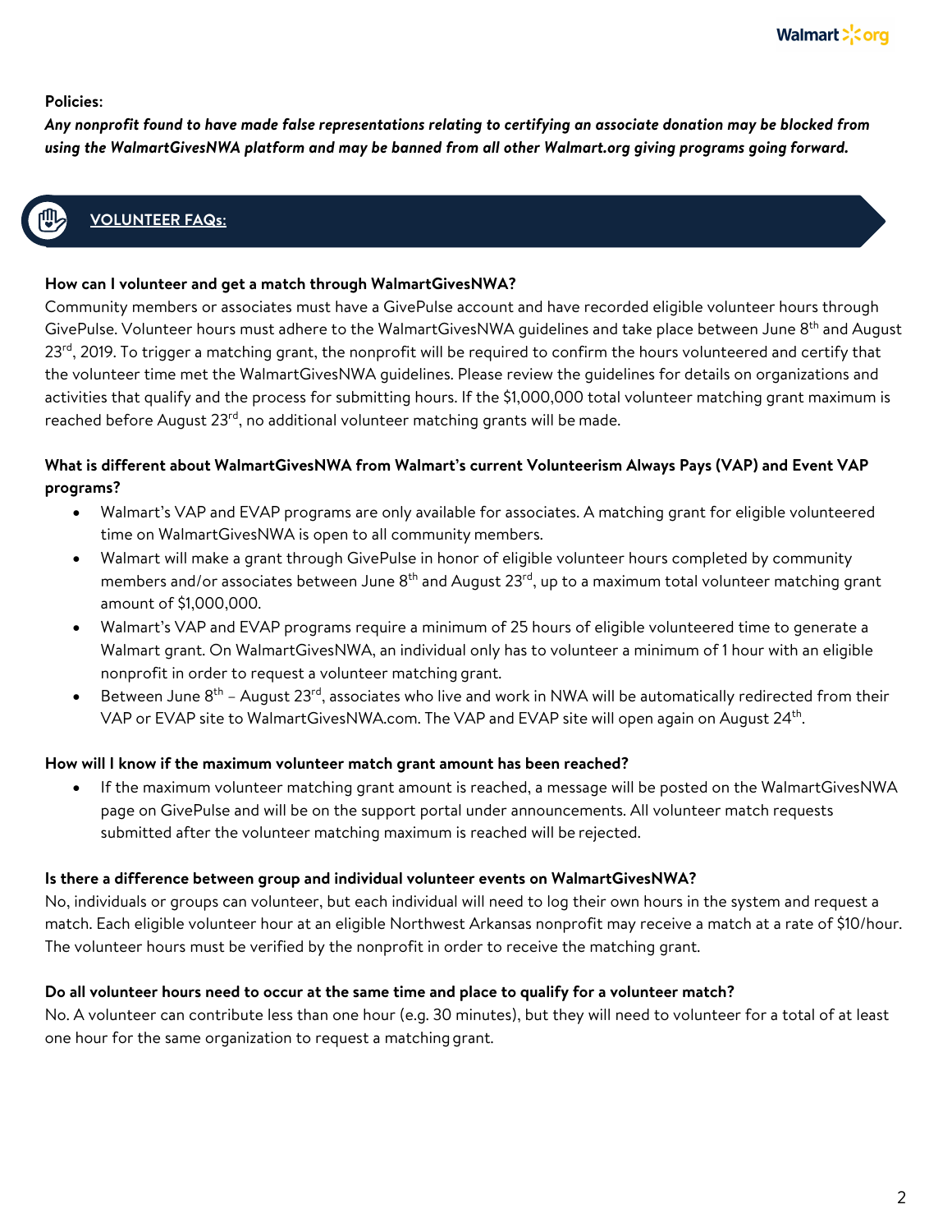**Policies:**

***Any nonprofit found to have made false representations relating to certifying an associate donation may be blocked from using the WalmartGivesNWA platform and may be banned from all other Walmart.org giving programs going forward.***

## VOLUNTEER FAQs:

**How can I volunteer and get a match through WalmartGivesNWA?**

Community members or associates must have a GivePulse account and have recorded eligible volunteer hours through GivePulse. Volunteer hours must adhere to the WalmartGivesNWA guidelines and take place between June 8th and August 23rd, 2019. To trigger a matching grant, the nonprofit will be required to confirm the hours volunteered and certify that the volunteer time met the WalmartGivesNWA guidelines. Please review the guidelines for details on organizations and activities that qualify and the process for submitting hours. If the $1,000,000 total volunteer matching grant maximum is reached before August 23rd, no additional volunteer matching grants will be made.

**What is different about WalmartGivesNWA from Walmart's current Volunteerism Always Pays (VAP) and Event VAP programs?**

- Walmart's VAP and EVAP programs are only available for associates. A matching grant for eligible volunteered time on WalmartGivesNWA is open to all community members.
- Walmart will make a grant through GivePulse in honor of eligible volunteer hours completed by community members and/or associates between June 8th and August 23rd, up to a maximum total volunteer matching grant amount of $1,000,000.
- Walmart's VAP and EVAP programs require a minimum of 25 hours of eligible volunteered time to generate a Walmart grant. On WalmartGivesNWA, an individual only has to volunteer a minimum of 1 hour with an eligible nonprofit in order to request a volunteer matching grant.
- Between June 8th – August 23rd, associates who live and work in NWA will be automatically redirected from their VAP or EVAP site to WalmartGivesNWA.com. The VAP and EVAP site will open again on August 24th.

**How will I know if the maximum volunteer match grant amount has been reached?**

- If the maximum volunteer matching grant amount is reached, a message will be posted on the WalmartGivesNWA page on GivePulse and will be on the support portal under announcements. All volunteer match requests submitted after the volunteer matching maximum is reached will be rejected.

**Is there a difference between group and individual volunteer events on WalmartGivesNWA?**

No, individuals or groups can volunteer, but each individual will need to log their own hours in the system and request a match. Each eligible volunteer hour at an eligible Northwest Arkansas nonprofit may receive a match at a rate of $10/hour. The volunteer hours must be verified by the nonprofit in order to receive the matching grant.

**Do all volunteer hours need to occur at the same time and place to qualify for a volunteer match?**

No. A volunteer can contribute less than one hour (e.g. 30 minutes), but they will need to volunteer for a total of at least one hour for the same organization to request a matching grant.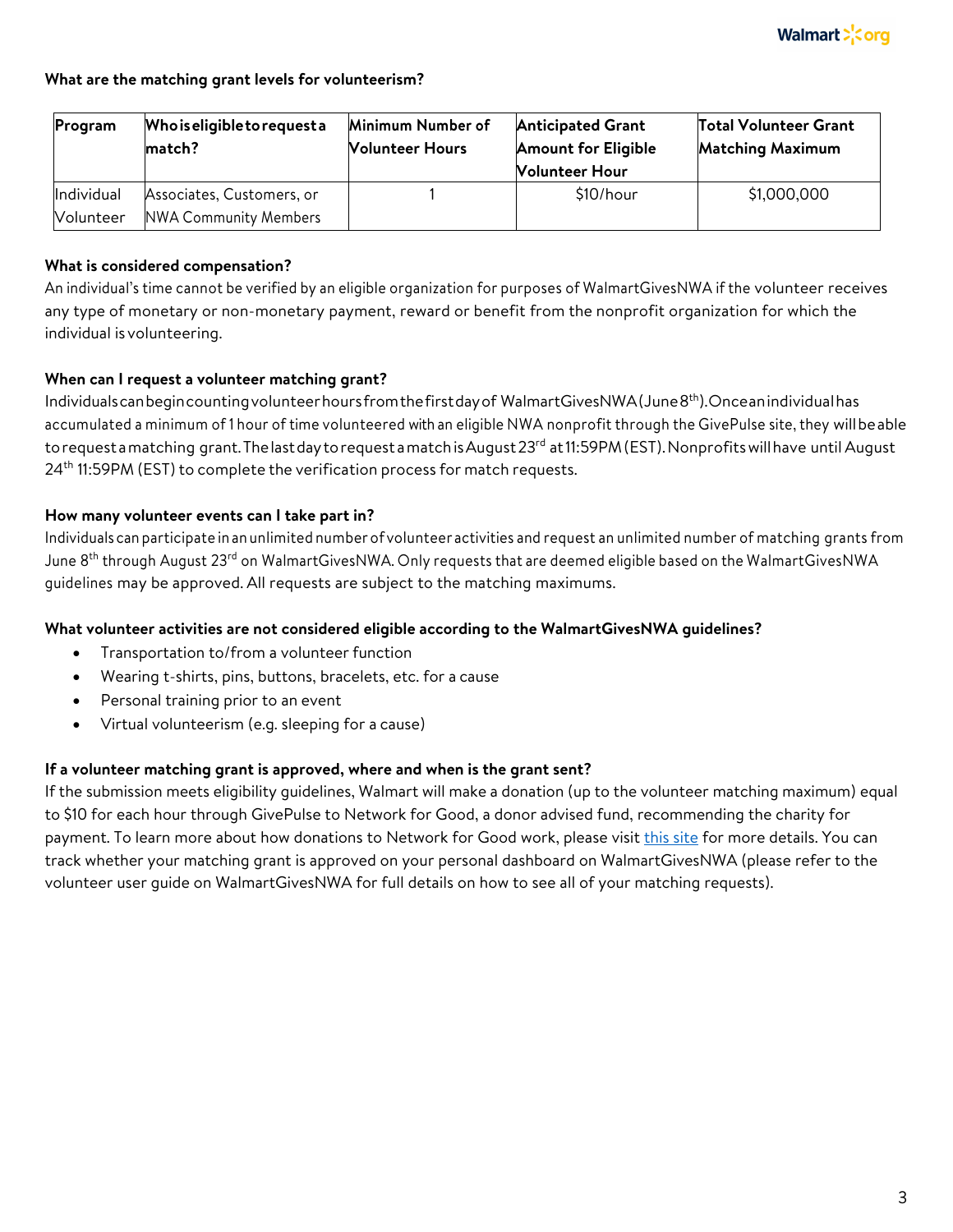**What are the matching grant levels for volunteerism?**

| Program | Who is eligible to request a match? | Minimum Number of Volunteer Hours | Anticipated Grant Amount for Eligible Volunteer Hour | Total Volunteer Grant Matching Maximum |
|---|---|---|---|---|
| Individual Volunteer | Associates, Customers, or NWA Community Members | 1 | $10/hour | $1,000,000 |

**What is considered compensation?**

An individual's time cannot be verified by an eligible organization for purposes of WalmartGivesNWA if the volunteer receives any type of monetary or non-monetary payment, reward or benefit from the nonprofit organization for which the individual is volunteering.

**When can I request a volunteer matching grant?**

Individuals can begin counting volunteer hours from the first day of WalmartGivesNWA (June 8th). Once an individual has accumulated a minimum of 1 hour of time volunteered with an eligible NWA nonprofit through the GivePulse site, they will be able to request a matching grant. The last day to request a match is August 23rd at 11:59PM (EST). Nonprofits will have until August 24th 11:59PM (EST) to complete the verification process for match requests.

**How many volunteer events can I take part in?**

Individuals can participate in an unlimited number of volunteer activities and request an unlimited number of matching grants from June 8th through August 23rd on WalmartGivesNWA. Only requests that are deemed eligible based on the WalmartGivesNWA guidelines may be approved. All requests are subject to the matching maximums.

**What volunteer activities are not considered eligible according to the WalmartGivesNWA guidelines?**

- Transportation to/from a volunteer function
- Wearing t-shirts, pins, buttons, bracelets, etc. for a cause
- Personal training prior to an event
- Virtual volunteerism (e.g. sleeping for a cause)

**If a volunteer matching grant is approved, where and when is the grant sent?**

If the submission meets eligibility guidelines, Walmart will make a donation (up to the volunteer matching maximum) equal to $10 for each hour through GivePulse to Network for Good, a donor advised fund, recommending the charity for payment. To learn more about how donations to Network for Good work, please visit this site for more details. You can track whether your matching grant is approved on your personal dashboard on WalmartGivesNWA (please refer to the volunteer user guide on WalmartGivesNWA for full details on how to see all of your matching requests).